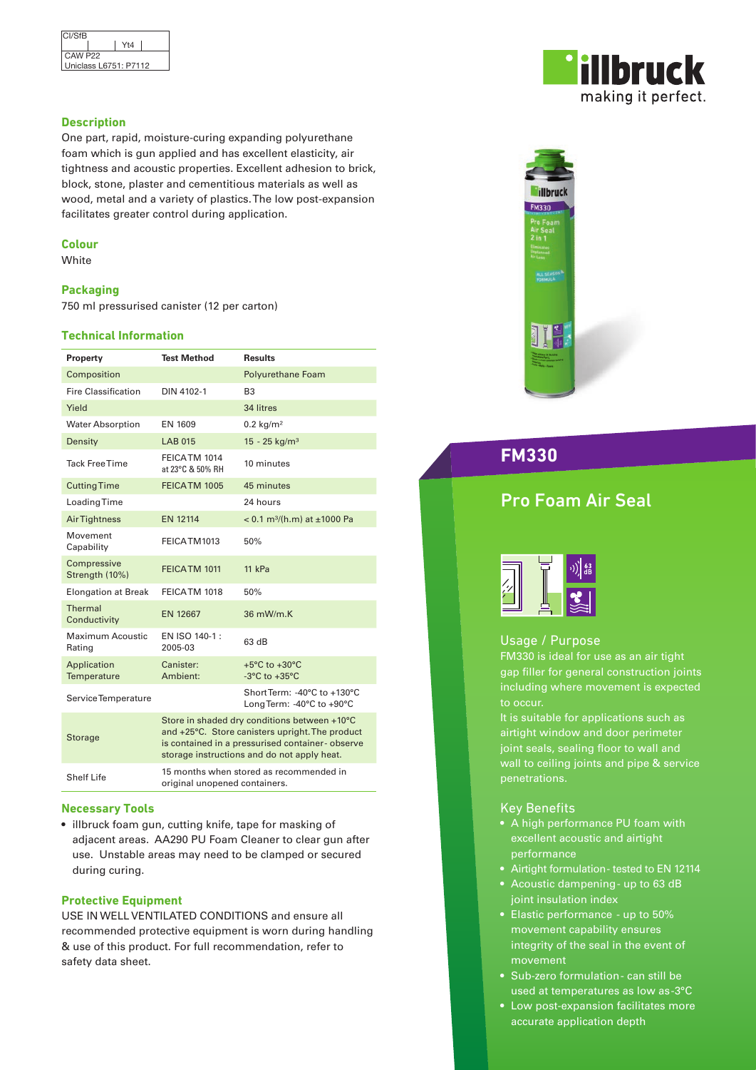| CI/SfB | | Yt4 |
|---|---|---|
| CAW P22 | | |
| Uniclass L6751: P7112 | | |

illbruck
making it perfect.

## Description

One part, rapid, moisture-curing expanding polyurethane foam which is gun applied and has excellent elasticity, air tightness and acoustic properties. Excellent adhesion to brick, block, stone, plaster and cementitious materials as well as wood, metal and a variety of plastics. The low post-expansion facilitates greater control during application.

## Colour

White

## Packaging

750 ml pressurised canister (12 per carton)

## Technical Information

| Property | Test Method | Results |
|---|---|---|
| Composition | | Polyurethane Foam |
| Fire Classification | DIN 4102-1 | B3 |
| Yield | | 34 litres |
| Water Absorption | EN 1609 | 0.2 kg/m² |
| Density | LAB 015 | 15 - 25 kg/m³ |
| Tack Free Time | FEICA TM 1014 at 23°C & 50% RH | 10 minutes |
| Cutting Time | FEICA TM 1005 | 45 minutes |
| Loading Time | | 24 hours |
| Air Tightness | EN 12114 | < 0.1 m³/(h.m) at ±1000 Pa |
| Movement Capability | FEICA TM1013 | 50% |
| Compressive Strength (10%) | FEICA TM 1011 | 11 kPa |
| Elongation at Break | FEICA TM 1018 | 50% |
| Thermal Conductivity | EN 12667 | 36 mW/m.K |
| Maximum Acoustic Rating | EN ISO 140-1 : 2005-03 | 63 dB |
| Application Temperature | Canister: Ambient: | +5°C to +30°C -3°C to +35°C |
| Service Temperature | | Short Term: -40°C to +130°C Long Term: -40°C to +90°C |
| Storage | Store in shaded dry conditions between +10°C and +25°C. Store canisters upright. The product is contained in a pressurised container - observe storage instructions and do not apply heat. | |
| Shelf Life | 15 months when stored as recommended in original unopened containers. | |

## Necessary Tools

- illbruck foam gun, cutting knife, tape for masking of adjacent areas. AA290 PU Foam Cleaner to clear gun after use. Unstable areas may need to be clamped or secured during curing.

## Protective Equipment

USE IN WELL VENTILATED CONDITIONS and ensure all recommended protective equipment is worn during handling & use of this product. For full recommendation, refer to safety data sheet.

# FM330

## Pro Foam Air Seal

### Usage / Purpose

FM330 is ideal for use as an air tight gap filler for general construction joints including where movement is expected to occur.

It is suitable for applications such as airtight window and door perimeter joint seals, sealing floor to wall and wall to ceiling joints and pipe & service penetrations.

### Key Benefits

- A high performance PU foam with excellent acoustic and airtight performance
- Airtight formulation - tested to EN 12114
- Acoustic dampening - up to 63 dB joint insulation index
- Elastic performance - up to 50% movement capability ensures integrity of the seal in the event of movement
- Sub-zero formulation - can still be used at temperatures as low as -3°C
- Low post-expansion facilitates more accurate application depth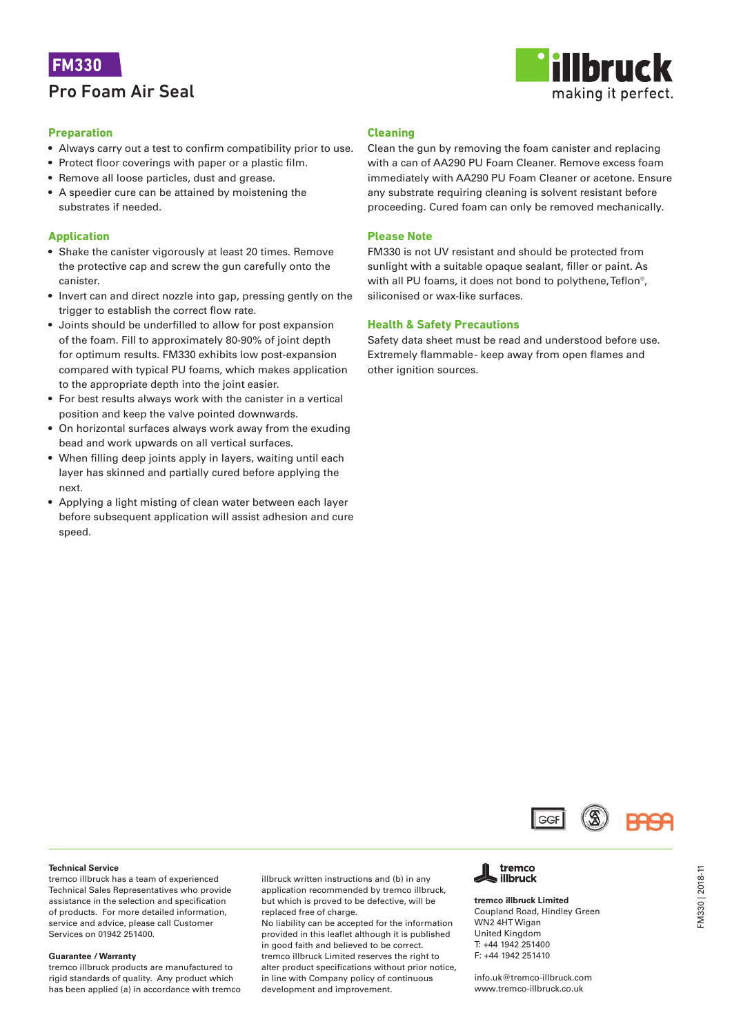# FM330

## Pro Foam Air Seal

illbruck
making it perfect.

### Preparation

- Always carry out a test to confirm compatibility prior to use.
- Protect floor coverings with paper or a plastic film.
- Remove all loose particles, dust and grease.
- A speedier cure can be attained by moistening the substrates if needed.

### Application

- Shake the canister vigorously at least 20 times. Remove the protective cap and screw the gun carefully onto the canister.
- Invert can and direct nozzle into gap, pressing gently on the trigger to establish the correct flow rate.
- Joints should be underfilled to allow for post expansion of the foam. Fill to approximately 80-90% of joint depth for optimum results. FM330 exhibits low post-expansion compared with typical PU foams, which makes application to the appropriate depth into the joint easier.
- For best results always work with the canister in a vertical position and keep the valve pointed downwards.
- On horizontal surfaces always work away from the exuding bead and work upwards on all vertical surfaces.
- When filling deep joints apply in layers, waiting until each layer has skinned and partially cured before applying the next.
- Applying a light misting of clean water between each layer before subsequent application will assist adhesion and cure speed.

### Cleaning

Clean the gun by removing the foam canister and replacing with a can of AA290 PU Foam Cleaner. Remove excess foam immediately with AA290 PU Foam Cleaner or acetone. Ensure any substrate requiring cleaning is solvent resistant before proceeding. Cured foam can only be removed mechanically.

### Please Note

FM330 is not UV resistant and should be protected from sunlight with a suitable opaque sealant, filler or paint. As with all PU foams, it does not bond to polythene, Teflon®, siliconised or wax-like surfaces.

### Health & Safety Precautions

Safety data sheet must be read and understood before use. Extremely flammable- keep away from open flames and other ignition sources.

GGF BASA

**Technical Service**
tremco illbruck has a team of experienced Technical Sales Representatives who provide assistance in the selection and specification of products. For more detailed information, service and advice, please call Customer Services on 01942 251400.

**Guarantee / Warranty**
tremco illbruck products are manufactured to rigid standards of quality. Any product which has been applied (a) in accordance with tremco illbruck written instructions and (b) in any application recommended by tremco illbruck, but which is proved to be defective, will be replaced free of charge.
No liability can be accepted for the information provided in this leaflet although it is published in good faith and believed to be correct. tremco illbruck Limited reserves the right to alter product specifications without prior notice, in line with Company policy of continuous development and improvement.

tremco illbruck

**tremco illbruck Limited**
Coupland Road, Hindley Green
WN2 4HT Wigan
United Kingdom
T: +44 1942 251400
F: +44 1942 251410

info.uk@tremco-illbruck.com
www.tremco-illbruck.co.uk

FM330 | 2018-11